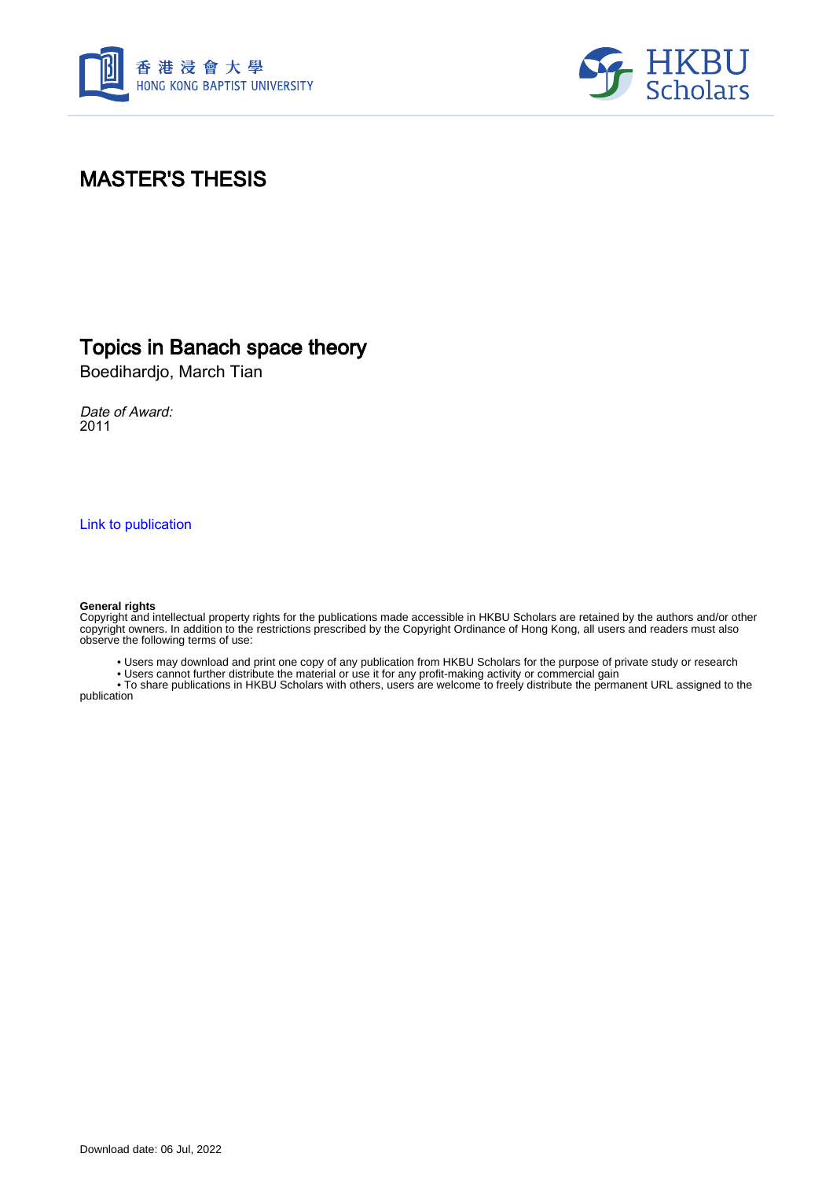# MASTER'S THESIS

## Topics in Banach space theory

Boedihardjo, March Tian

*Date of Award:*
2011

Link to publication

**General rights**
Copyright and intellectual property rights for the publications made accessible in HKBU Scholars are retained by the authors and/or other copyright owners. In addition to the restrictions prescribed by the Copyright Ordinance of Hong Kong, all users and readers must also observe the following terms of use:

- Users may download and print one copy of any publication from HKBU Scholars for the purpose of private study or research
- Users cannot further distribute the material or use it for any profit-making activity or commercial gain
- To share publications in HKBU Scholars with others, users are welcome to freely distribute the permanent URL assigned to the publication

Download date: 06 Jul, 2022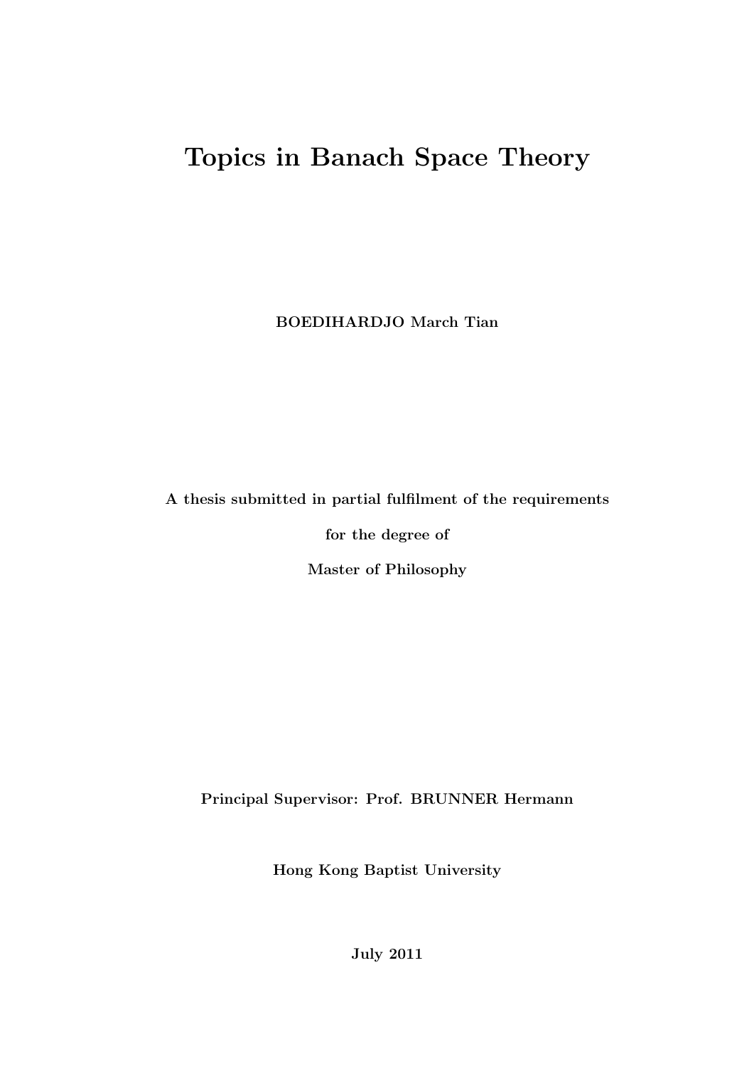# Topics in Banach Space Theory

**BOEDIHARDJO March Tian**

**A thesis submitted in partial fulfilment of the requirements**

**for the degree of**

**Master of Philosophy**

**Principal Supervisor: Prof. BRUNNER Hermann**

**Hong Kong Baptist University**

**July 2011**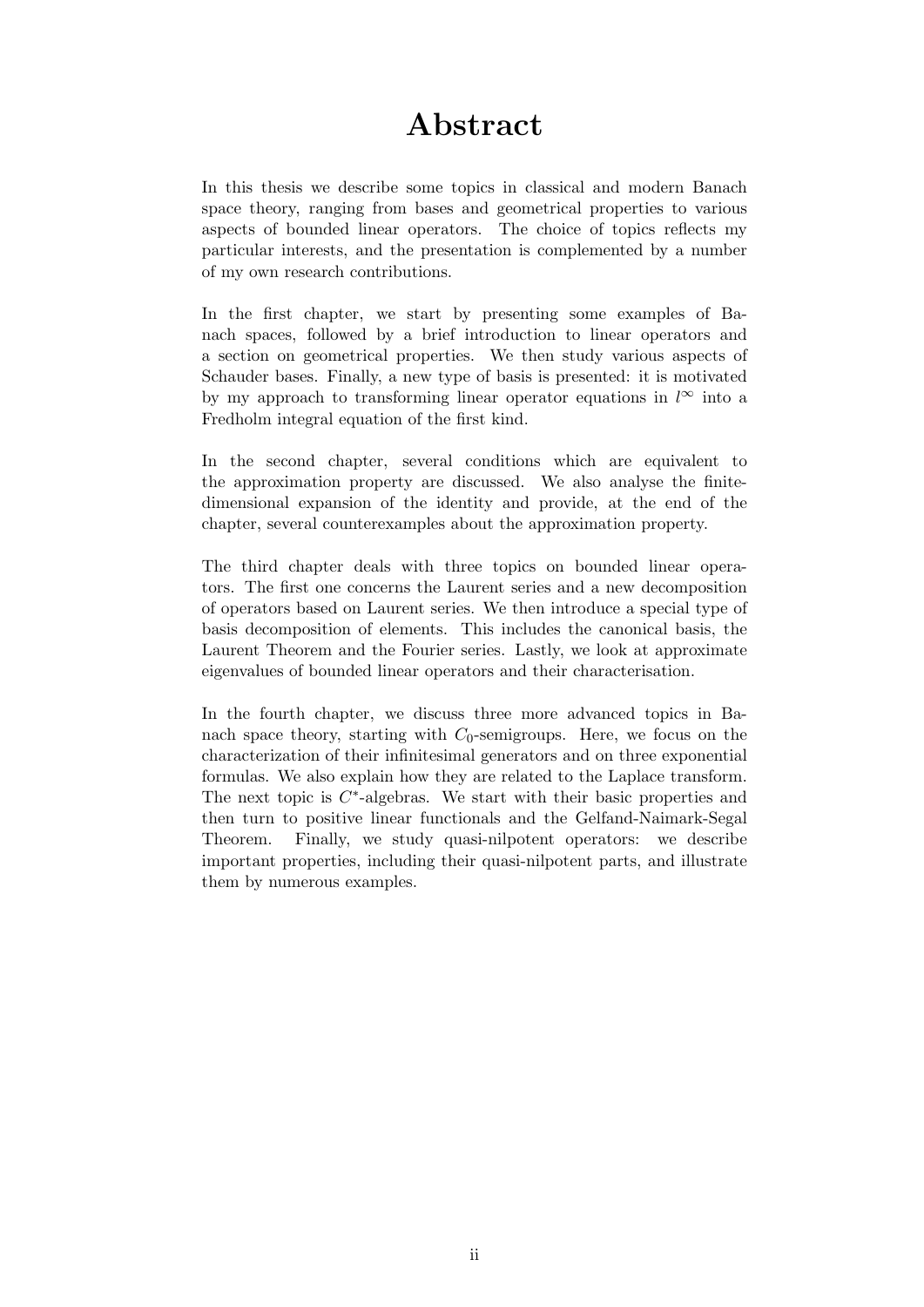# Abstract

In this thesis we describe some topics in classical and modern Banach space theory, ranging from bases and geometrical properties to various aspects of bounded linear operators. The choice of topics reflects my particular interests, and the presentation is complemented by a number of my own research contributions.

In the first chapter, we start by presenting some examples of Banach spaces, followed by a brief introduction to linear operators and a section on geometrical properties. We then study various aspects of Schauder bases. Finally, a new type of basis is presented: it is motivated by my approach to transforming linear operator equations in $l^\infty$ into a Fredholm integral equation of the first kind.

In the second chapter, several conditions which are equivalent to the approximation property are discussed. We also analyse the finite-dimensional expansion of the identity and provide, at the end of the chapter, several counterexamples about the approximation property.

The third chapter deals with three topics on bounded linear operators. The first one concerns the Laurent series and a new decomposition of operators based on Laurent series. We then introduce a special type of basis decomposition of elements. This includes the canonical basis, the Laurent Theorem and the Fourier series. Lastly, we look at approximate eigenvalues of bounded linear operators and their characterisation.

In the fourth chapter, we discuss three more advanced topics in Banach space theory, starting with $C_0$-semigroups. Here, we focus on the characterization of their infinitesimal generators and on three exponential formulas. We also explain how they are related to the Laplace transform. The next topic is $C^*$-algebras. We start with their basic properties and then turn to positive linear functionals and the Gelfand-Naimark-Segal Theorem. Finally, we study quasi-nilpotent operators: we describe important properties, including their quasi-nilpotent parts, and illustrate them by numerous examples.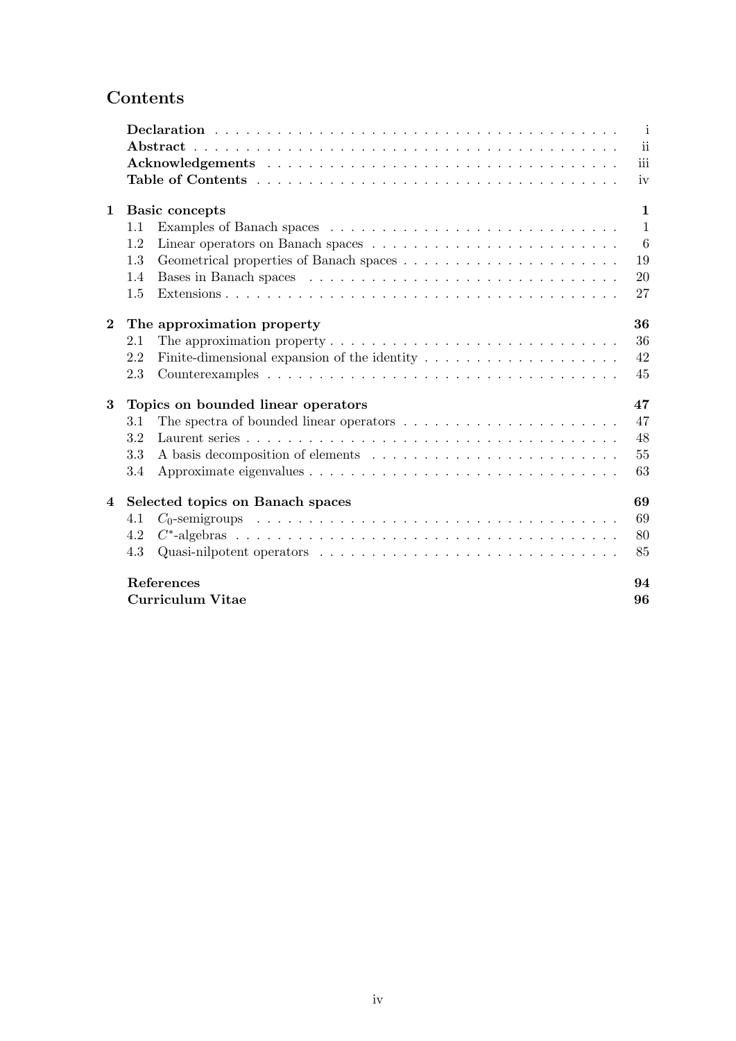# Contents

**Declaration** . . . i
**Abstract** . . . ii
**Acknowledgements** . . . iii
**Table of Contents** . . . iv

**1 Basic concepts** **1**
- 1.1 Examples of Banach spaces . . . 1
- 1.2 Linear operators on Banach spaces . . . 6
- 1.3 Geometrical properties of Banach spaces . . . 19
- 1.4 Bases in Banach spaces . . . 20
- 1.5 Extensions . . . 27

**2 The approximation property** **36**
- 2.1 The approximation property . . . 36
- 2.2 Finite-dimensional expansion of the identity . . . 42
- 2.3 Counterexamples . . . 45

**3 Topics on bounded linear operators** **47**
- 3.1 The spectra of bounded linear operators . . . 47
- 3.2 Laurent series . . . 48
- 3.3 A basis decomposition of elements . . . 55
- 3.4 Approximate eigenvalues . . . 63

**4 Selected topics on Banach spaces** **69**
- 4.1 $C_0$-semigroups . . . 69
- 4.2 $C^*$-algebras . . . 80
- 4.3 Quasi-nilpotent operators . . . 85

**References** **94**
**Curriculum Vitae** **96**